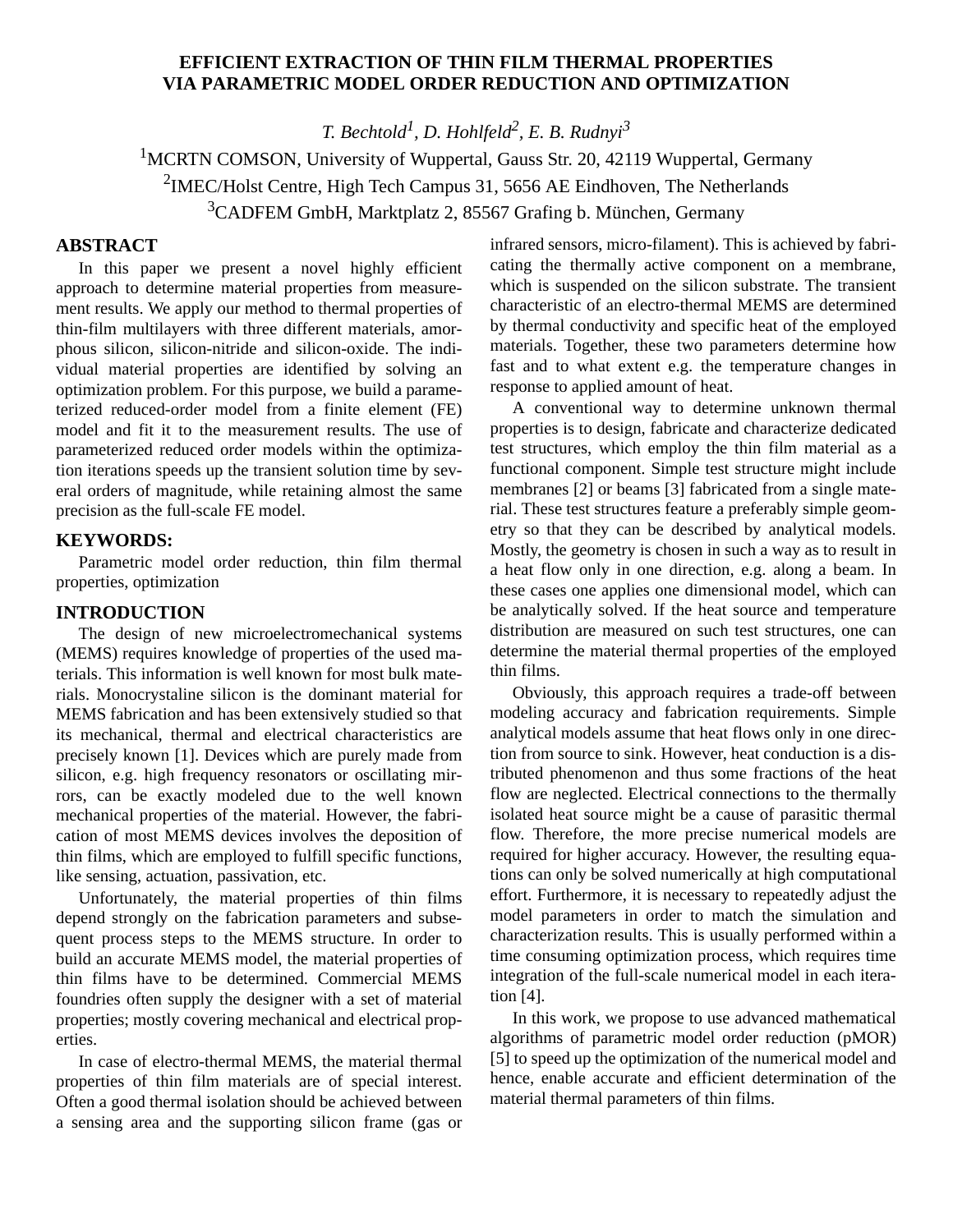# EFFICIENT EXTRACTION OF THIN FILM THERMAL PROPERTIES VIA PARAMETRIC MODEL ORDER REDUCTION AND OPTIMIZATION

*T. Bechtold[1], D. Hohlfeld[2], E. B. Rudnyi[3]*

[1]MCRTN COMSON, University of Wuppertal, Gauss Str. 20, 42119 Wuppertal, Germany

[2]IMEC/Holst Centre, High Tech Campus 31, 5656 AE Eindhoven, The Netherlands

[3]CADFEM GmbH, Marktplatz 2, 85567 Grafing b. München, Germany

## ABSTRACT

In this paper we present a novel highly efficient approach to determine material properties from measurement results. We apply our method to thermal properties of thin-film multilayers with three different materials, amorphous silicon, silicon-nitride and silicon-oxide. The individual material properties are identified by solving an optimization problem. For this purpose, we build a parameterized reduced-order model from a finite element (FE) model and fit it to the measurement results. The use of parameterized reduced order models within the optimization iterations speeds up the transient solution time by several orders of magnitude, while retaining almost the same precision as the full-scale FE model.

## KEYWORDS:

Parametric model order reduction, thin film thermal properties, optimization

## INTRODUCTION

The design of new microelectromechanical systems (MEMS) requires knowledge of properties of the used materials. This information is well known for most bulk materials. Monocrystaline silicon is the dominant material for MEMS fabrication and has been extensively studied so that its mechanical, thermal and electrical characteristics are precisely known [1]. Devices which are purely made from silicon, e.g. high frequency resonators or oscillating mirrors, can be exactly modeled due to the well known mechanical properties of the material. However, the fabrication of most MEMS devices involves the deposition of thin films, which are employed to fulfill specific functions, like sensing, actuation, passivation, etc.

Unfortunately, the material properties of thin films depend strongly on the fabrication parameters and subsequent process steps to the MEMS structure. In order to build an accurate MEMS model, the material properties of thin films have to be determined. Commercial MEMS foundries often supply the designer with a set of material properties; mostly covering mechanical and electrical properties.

In case of electro-thermal MEMS, the material thermal properties of thin film materials are of special interest. Often a good thermal isolation should be achieved between a sensing area and the supporting silicon frame (gas or infrared sensors, micro-filament). This is achieved by fabricating the thermally active component on a membrane, which is suspended on the silicon substrate. The transient characteristic of an electro-thermal MEMS are determined by thermal conductivity and specific heat of the employed materials. Together, these two parameters determine how fast and to what extent e.g. the temperature changes in response to applied amount of heat.

A conventional way to determine unknown thermal properties is to design, fabricate and characterize dedicated test structures, which employ the thin film material as a functional component. Simple test structure might include membranes [2] or beams [3] fabricated from a single material. These test structures feature a preferably simple geometry so that they can be described by analytical models. Mostly, the geometry is chosen in such a way as to result in a heat flow only in one direction, e.g. along a beam. In these cases one applies one dimensional model, which can be analytically solved. If the heat source and temperature distribution are measured on such test structures, one can determine the material thermal properties of the employed thin films.

Obviously, this approach requires a trade-off between modeling accuracy and fabrication requirements. Simple analytical models assume that heat flows only in one direction from source to sink. However, heat conduction is a distributed phenomenon and thus some fractions of the heat flow are neglected. Electrical connections to the thermally isolated heat source might be a cause of parasitic thermal flow. Therefore, the more precise numerical models are required for higher accuracy. However, the resulting equations can only be solved numerically at high computational effort. Furthermore, it is necessary to repeatedly adjust the model parameters in order to match the simulation and characterization results. This is usually performed within a time consuming optimization process, which requires time integration of the full-scale numerical model in each iteration [4].

In this work, we propose to use advanced mathematical algorithms of parametric model order reduction (pMOR) [5] to speed up the optimization of the numerical model and hence, enable accurate and efficient determination of the material thermal parameters of thin films.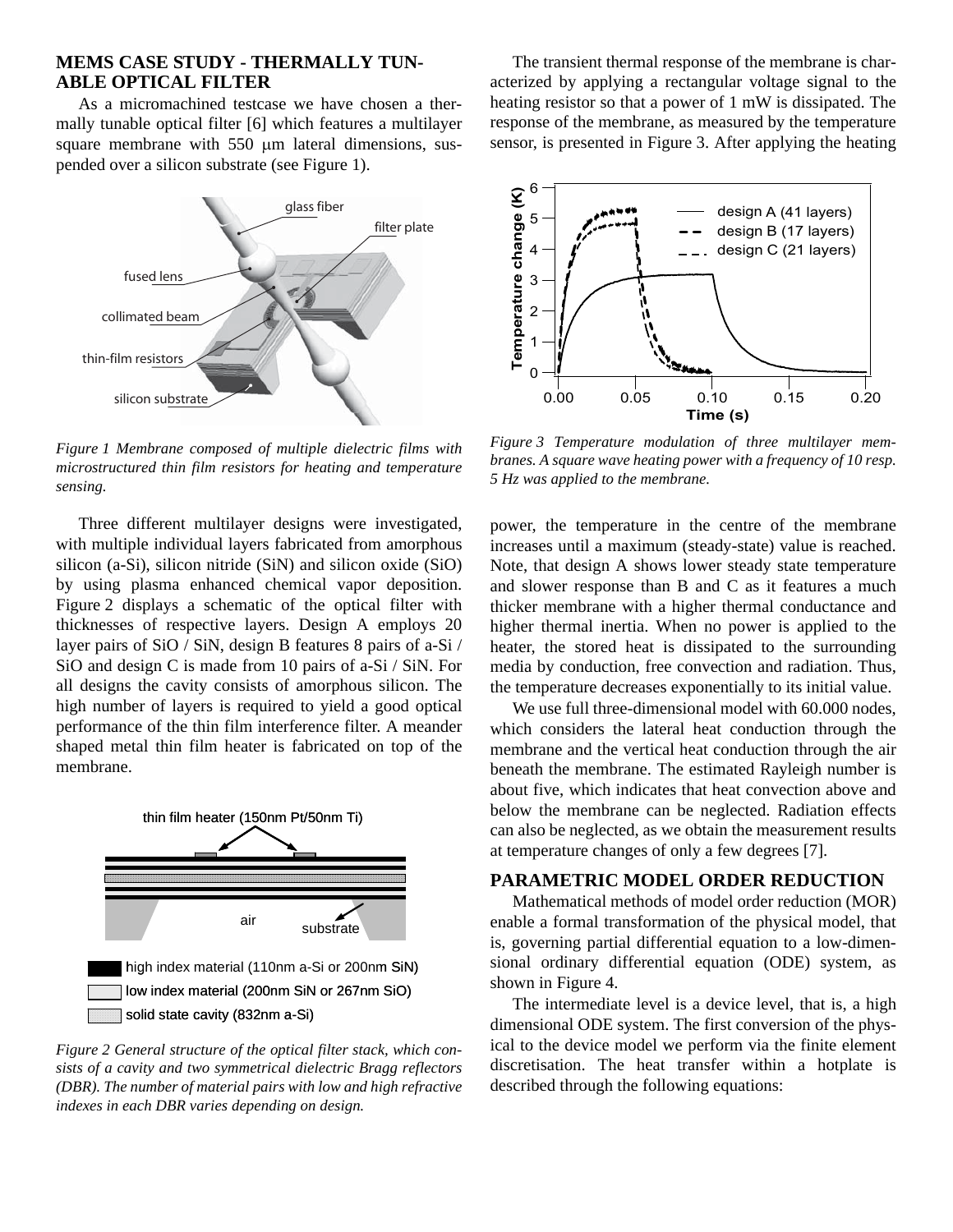## MEMS CASE STUDY - THERMALLY TUNABLE OPTICAL FILTER

As a micromachined testcase we have chosen a thermally tunable optical filter [6] which features a multilayer square membrane with 550 μm lateral dimensions, suspended over a silicon substrate (see Figure 1).

*Figure 1 Membrane composed of multiple dielectric films with microstructured thin film resistors for heating and temperature sensing.*

Three different multilayer designs were investigated, with multiple individual layers fabricated from amorphous silicon (a-Si), silicon nitride (SiN) and silicon oxide (SiO) by using plasma enhanced chemical vapor deposition. Figure 2 displays a schematic of the optical filter with thicknesses of respective layers. Design A employs 20 layer pairs of SiO / SiN, design B features 8 pairs of a-Si / SiO and design C is made from 10 pairs of a-Si / SiN. For all designs the cavity consists of amorphous silicon. The high number of layers is required to yield a good optical performance of the thin film interference filter. A meander shaped metal thin film heater is fabricated on top of the membrane.

*Figure 2 General structure of the optical filter stack, which consists of a cavity and two symmetrical dielectric Bragg reflectors (DBR). The number of material pairs with low and high refractive indexes in each DBR varies depending on design.*

The transient thermal response of the membrane is characterized by applying a rectangular voltage signal to the heating resistor so that a power of 1 mW is dissipated. The response of the membrane, as measured by the temperature sensor, is presented in Figure 3. After applying the heating power, the temperature in the centre of the membrane increases until a maximum (steady-state) value is reached. Note, that design A shows lower steady state temperature and slower response than B and C as it features a much thicker membrane with a higher thermal conductance and higher thermal inertia. When no power is applied to the heater, the stored heat is dissipated to the surrounding media by conduction, free convection and radiation. Thus, the temperature decreases exponentially to its initial value.

*Figure 3 Temperature modulation of three multilayer membranes. A square wave heating power with a frequency of 10 resp. 5 Hz was applied to the membrane.*

We use full three-dimensional model with 60.000 nodes, which considers the lateral heat conduction through the membrane and the vertical heat conduction through the air beneath the membrane. The estimated Rayleigh number is about five, which indicates that heat convection above and below the membrane can be neglected. Radiation effects can also be neglected, as we obtain the measurement results at temperature changes of only a few degrees [7].

## PARAMETRIC MODEL ORDER REDUCTION

Mathematical methods of model order reduction (MOR) enable a formal transformation of the physical model, that is, governing partial differential equation to a low-dimensional ordinary differential equation (ODE) system, as shown in Figure 4.

The intermediate level is a device level, that is, a high dimensional ODE system. The first conversion of the physical to the device model we perform via the finite element discretisation. The heat transfer within a hotplate is described through the following equations: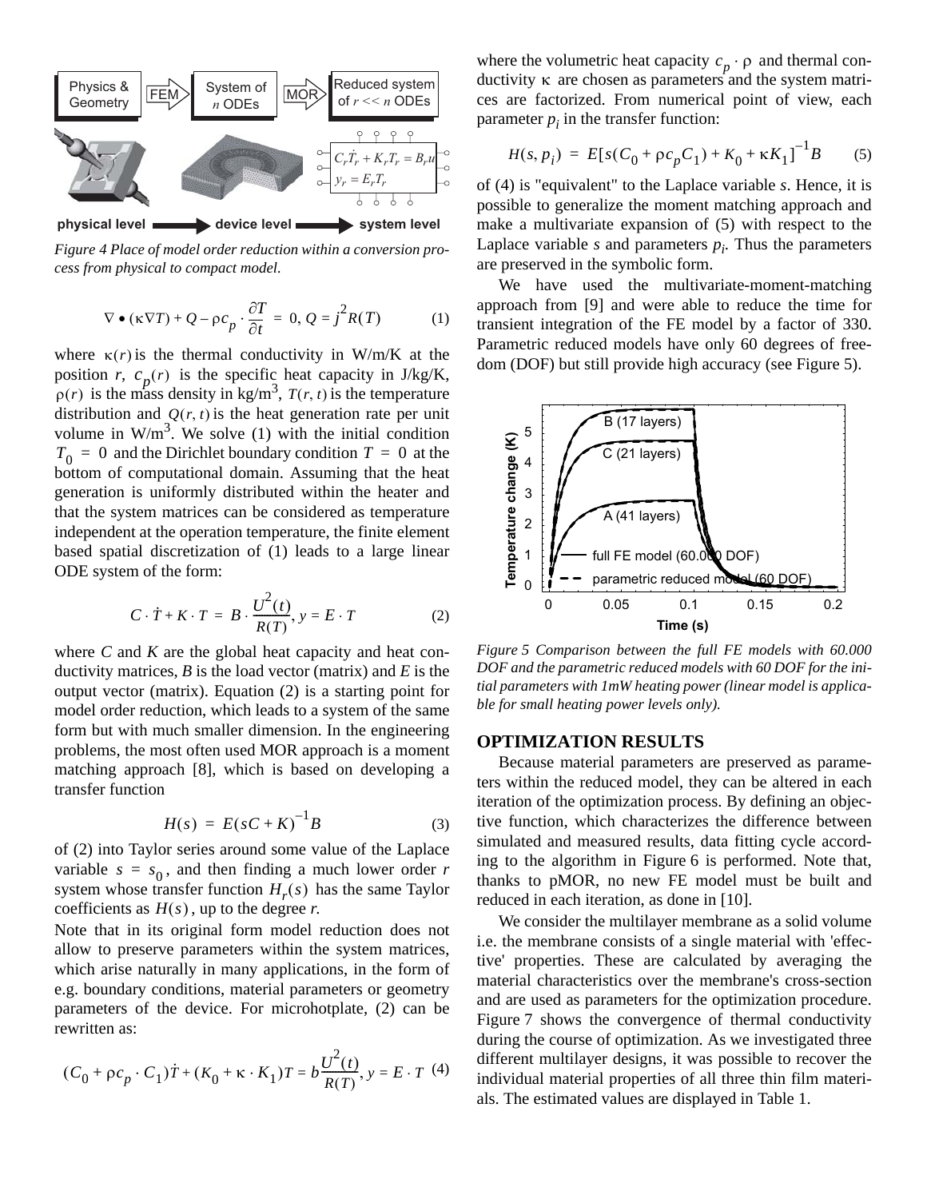Figure 4 *Place of model order reduction within a conversion process from physical to compact model.*

$$\nabla \bullet (\kappa \nabla T) + Q - \rho c_p \cdot \frac{\partial T}{\partial t} = 0, \; Q = j^2 R(T) \qquad (1)$$

where $\kappa(r)$ is the thermal conductivity in W/m/K at the position $r$, $c_p(r)$ is the specific heat capacity in J/kg/K, $\rho(r)$ is the mass density in kg/m$^3$, $T(r,t)$ is the temperature distribution and $Q(r,t)$ is the heat generation rate per unit volume in W/m$^3$. We solve (1) with the initial condition $T_0 = 0$ and the Dirichlet boundary condition $T = 0$ at the bottom of computational domain. Assuming that the heat generation is uniformly distributed within the heater and that the system matrices can be considered as temperature independent at the operation temperature, the finite element based spatial discretization of (1) leads to a large linear ODE system of the form:

$$C \cdot \dot{T} + K \cdot T = B \cdot \frac{U^2(t)}{R(T)}, \; y = E \cdot T \qquad (2)$$

where $C$ and $K$ are the global heat capacity and heat conductivity matrices, $B$ is the load vector (matrix) and $E$ is the output vector (matrix). Equation (2) is a starting point for model order reduction, which leads to a system of the same form but with much smaller dimension. In the engineering problems, the most often used MOR approach is a moment matching approach [8], which is based on developing a transfer function

$$H(s) = E(sC + K)^{-1} B \qquad (3)$$

of (2) into Taylor series around some value of the Laplace variable $s = s_0$, and then finding a much lower order $r$ system whose transfer function $H_r(s)$ has the same Taylor coefficients as $H(s)$, up to the degree $r$.

Note that in its original form model reduction does not allow to preserve parameters within the system matrices, which arise naturally in many applications, in the form of e.g. boundary conditions, material parameters or geometry parameters of the device. For microhotplate, (2) can be rewritten as:

$$(C_0 + \rho c_p \cdot C_1)\dot{T} + (K_0 + \kappa \cdot K_1)T = b\frac{U^2(t)}{R(T)}, \; y = E \cdot T \qquad (4)$$

where the volumetric heat capacity $c_p \cdot \rho$ and thermal conductivity $\kappa$ are chosen as parameters and the system matrices are factorized. From numerical point of view, each parameter $p_i$ in the transfer function:

$$H(s, p_i) = E[s(C_0 + \rho c_p C_1) + K_0 + \kappa K_1]^{-1} B \qquad (5)$$

of (4) is "equivalent" to the Laplace variable $s$. Hence, it is possible to generalize the moment matching approach and make a multivariate expansion of (5) with respect to the Laplace variable $s$ and parameters $p_i$. Thus the parameters are preserved in the symbolic form.

We have used the multivariate-moment-matching approach from [9] and were able to reduce the time for transient integration of the FE model by a factor of 330. Parametric reduced models have only 60 degrees of freedom (DOF) but still provide high accuracy (see Figure 5).

*Figure 5 Comparison between the full FE models with 60.000 DOF and the parametric reduced models with 60 DOF for the initial parameters with 1mW heating power (linear model is applicable for small heating power levels only).*

## OPTIMIZATION RESULTS

Because material parameters are preserved as parameters within the reduced model, they can be altered in each iteration of the optimization process. By defining an objective function, which characterizes the difference between simulated and measured results, data fitting cycle according to the algorithm in Figure 6 is performed. Note that, thanks to pMOR, no new FE model must be built and reduced in each iteration, as done in [10].

We consider the multilayer membrane as a solid volume i.e. the membrane consists of a single material with 'effective' properties. These are calculated by averaging the material characteristics over the membrane's cross-section and are used as parameters for the optimization procedure. Figure 7 shows the convergence of thermal conductivity during the course of optimization. As we investigated three different multilayer designs, it was possible to recover the individual material properties of all three thin film materials. The estimated values are displayed in Table 1.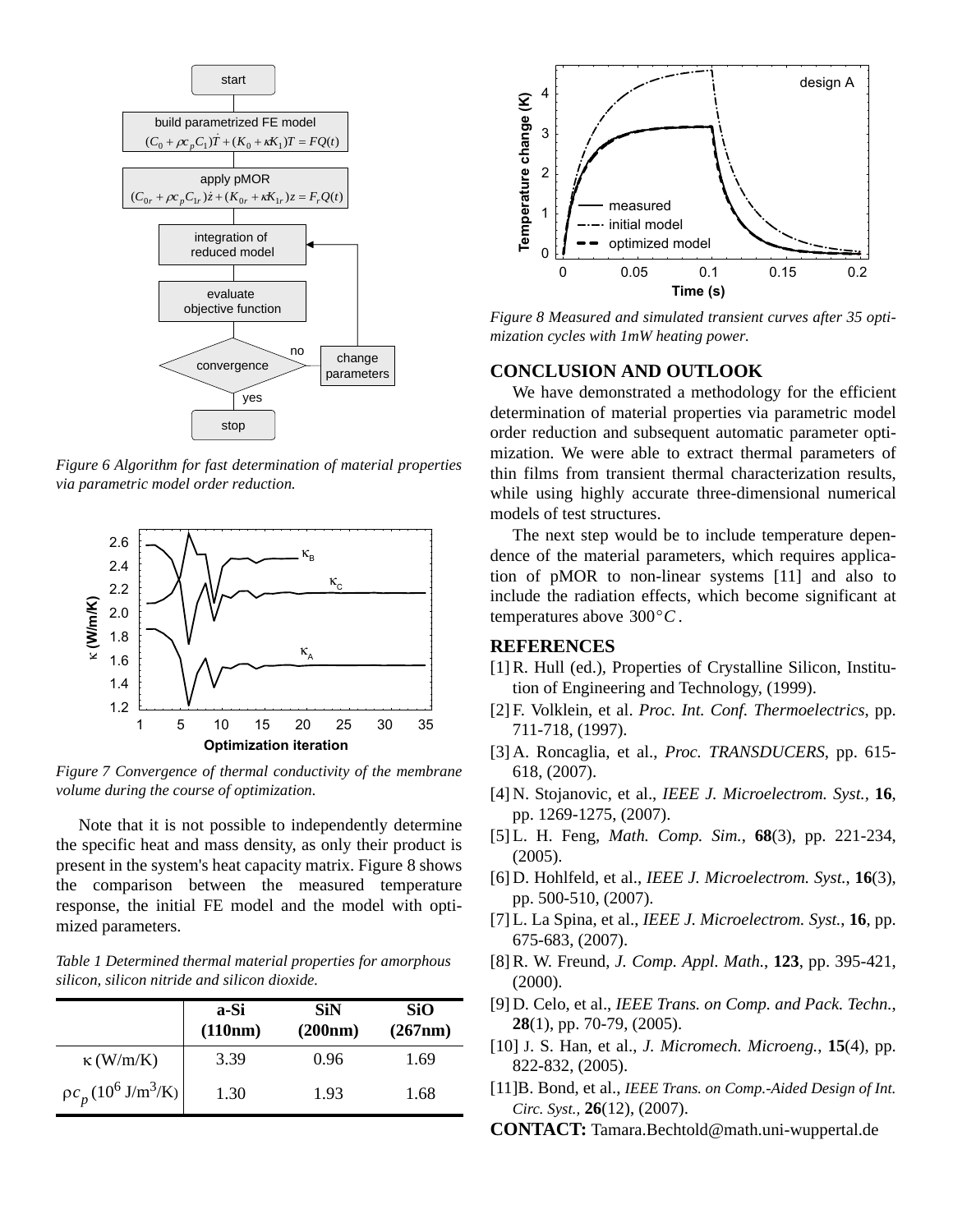start

build parametrized FE model

$(C_0 + \rho c_p C_1)\dot{T} + (K_0 + \kappa K_1)T = FQ(t)$

apply pMOR

$(C_{0r} + \rho c_p C_{1r})\dot{z} + (K_{0r} + \kappa K_{1r})z = F_r Q(t)$

integration of reduced model

evaluate objective function

convergence

no

change parameters

yes

stop

*Figure 6 Algorithm for fast determination of material properties via parametric model order reduction.*

κ (W/m/K)

2.6
2.4
2.2
2.0
1.8
1.6
1.4
1.2

1 5 10 15 20 25 30 35

Optimization iteration

$\kappa_B$

$\kappa_C$

$\kappa_A$

*Figure 7 Convergence of thermal conductivity of the membrane volume during the course of optimization.*

Note that it is not possible to independently determine the specific heat and mass density, as only their product is present in the system's heat capacity matrix. Figure 8 shows the comparison between the measured temperature response, the initial FE model and the model with optimized parameters.

*Table 1 Determined thermal material properties for amorphous silicon, silicon nitride and silicon dioxide.*

| | **a-Si (110nm)** | **SiN (200nm)** | **SiO (267nm)** |
|---|---|---|---|
| κ (W/m/K) | 3.39 | 0.96 | 1.69 |
| $\rho c_p$ ($10^6$ J/m$^3$/K) | 1.30 | 1.93 | 1.68 |

Temperature change (K)

4
3
2
1
0

0 0.05 0.1 0.15 0.2

Time (s)

design A

measured

initial model

optimized model

*Figure 8 Measured and simulated transient curves after 35 optimization cycles with 1mW heating power.*

## CONCLUSION AND OUTLOOK

We have demonstrated a methodology for the efficient determination of material properties via parametric model order reduction and subsequent automatic parameter optimization. We were able to extract thermal parameters of thin films from transient thermal characterization results, while using highly accurate three-dimensional numerical models of test structures.

The next step would be to include temperature dependence of the material parameters, which requires application of pMOR to non-linear systems [11] and also to include the radiation effects, which become significant at temperatures above $300°C$.

## REFERENCES

[1] R. Hull (ed.), Properties of Crystalline Silicon, Institution of Engineering and Technology, (1999).

[2] F. Volklein, et al. *Proc. Int. Conf. Thermoelectrics*, pp. 711-718, (1997).

[3] A. Roncaglia, et al., *Proc. TRANSDUCERS*, pp. 615-618, (2007).

[4] N. Stojanovic, et al., *IEEE J. Microelectrom. Syst.*, **16**, pp. 1269-1275, (2007).

[5] L. H. Feng, *Math. Comp. Sim.*, **68**(3), pp. 221-234, (2005).

[6] D. Hohlfeld, et al., *IEEE J. Microelectrom. Syst.*, **16**(3), pp. 500-510, (2007).

[7] L. La Spina, et al., *IEEE J. Microelectrom. Syst.*, **16**, pp. 675-683, (2007).

[8] R. W. Freund, *J. Comp. Appl. Math.*, **123**, pp. 395-421, (2000).

[9] D. Celo, et al., *IEEE Trans. on Comp. and Pack. Techn.*, **28**(1), pp. 70-79, (2005).

[10] J. S. Han, et al., *J. Micromech. Microeng.*, **15**(4), pp. 822-832, (2005).

[11] B. Bond, et al., *IEEE Trans. on Comp.-Aided Design of Int. Circ. Syst.*, **26**(12), (2007).

**CONTACT:** Tamara.Bechtold@math.uni-wuppertal.de